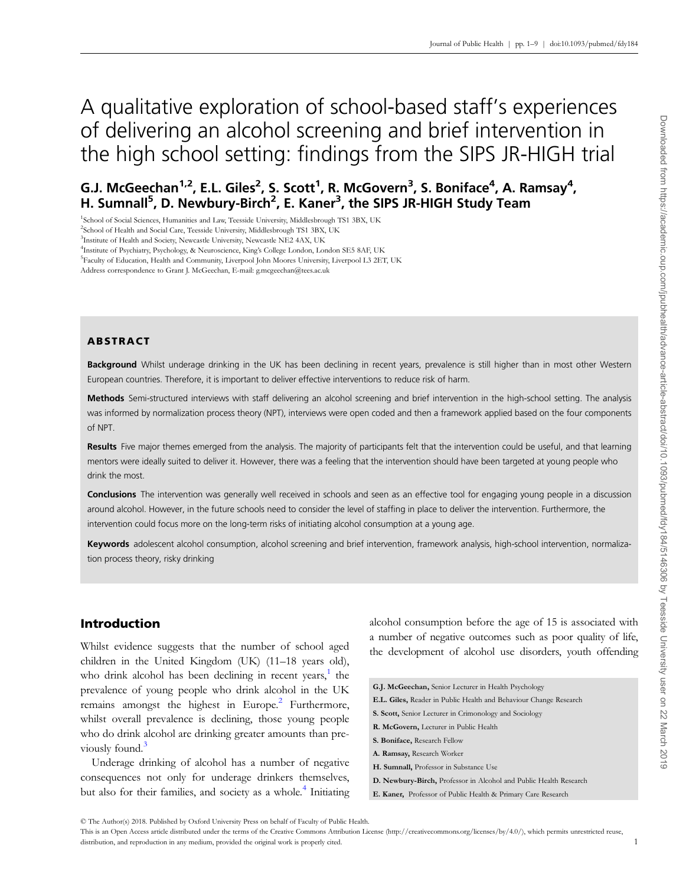# A qualitative exploration of school-based staff's experiences of delivering an alcohol screening and brief intervention in the high school setting: findings from the SIPS JR-HIGH trial

**G.J. McGeechan[1,2], E.L. Giles[2], S. Scott[1], R. McGovern[3], S. Boniface[4], A. Ramsay[4], H. Sumnall[5], D. Newbury-Birch[2], E. Kaner[3], the SIPS JR-HIGH Study Team**

[1]School of Social Sciences, Humanities and Law, Teesside University, Middlesbrough TS1 3BX, UK
[2]School of Health and Social Care, Teesside University, Middlesbrough TS1 3BX, UK
[3]Institute of Health and Society, Newcastle University, Newcastle NE2 4AX, UK
[4]Institute of Psychiatry, Psychology, & Neuroscience, King's College London, London SE5 8AF, UK
[5]Faculty of Education, Health and Community, Liverpool John Moores University, Liverpool L3 2ET, UK
Address correspondence to Grant J. McGeechan, E-mail: g.mcgeechan@tees.ac.uk

## ABSTRACT

**Background** Whilst underage drinking in the UK has been declining in recent years, prevalence is still higher than in most other Western European countries. Therefore, it is important to deliver effective interventions to reduce risk of harm.

**Methods** Semi-structured interviews with staff delivering an alcohol screening and brief intervention in the high-school setting. The analysis was informed by normalization process theory (NPT), interviews were open coded and then a framework applied based on the four components of NPT.

**Results** Five major themes emerged from the analysis. The majority of participants felt that the intervention could be useful, and that learning mentors were ideally suited to deliver it. However, there was a feeling that the intervention should have been targeted at young people who drink the most.

**Conclusions** The intervention was generally well received in schools and seen as an effective tool for engaging young people in a discussion around alcohol. However, in the future schools need to consider the level of staffing in place to deliver the intervention. Furthermore, the intervention could focus more on the long-term risks of initiating alcohol consumption at a young age.

**Keywords** adolescent alcohol consumption, alcohol screening and brief intervention, framework analysis, high-school intervention, normalization process theory, risky drinking

## Introduction

Whilst evidence suggests that the number of school aged children in the United Kingdom (UK) (11–18 years old), who drink alcohol has been declining in recent years,[1] the prevalence of young people who drink alcohol in the UK remains amongst the highest in Europe.[2] Furthermore, whilst overall prevalence is declining, those young people who do drink alcohol are drinking greater amounts than previously found.[3]

Underage drinking of alcohol has a number of negative consequences not only for underage drinkers themselves, but also for their families, and society as a whole.[4] Initiating alcohol consumption before the age of 15 is associated with a number of negative outcomes such as poor quality of life, the development of alcohol use disorders, youth offending

**G.J. McGeechan,** Senior Lecturer in Health Psychology
**E.L. Giles,** Reader in Public Health and Behaviour Change Research
**S. Scott,** Senior Lecturer in Crimonology and Sociology
**R. McGovern,** Lecturer in Public Health
**S. Boniface,** Research Fellow
**A. Ramsay,** Research Worker
**H. Sumnall,** Professor in Substance Use
**D. Newbury-Birch,** Professor in Alcohol and Public Health Research
**E. Kaner,** Professor of Public Health & Primary Care Research

© The Author(s) 2018. Published by Oxford University Press on behalf of Faculty of Public Health.
This is an Open Access article distributed under the terms of the Creative Commons Attribution License (http://creativecommons.org/licenses/by/4.0/), which permits unrestricted reuse, distribution, and reproduction in any medium, provided the original work is properly cited.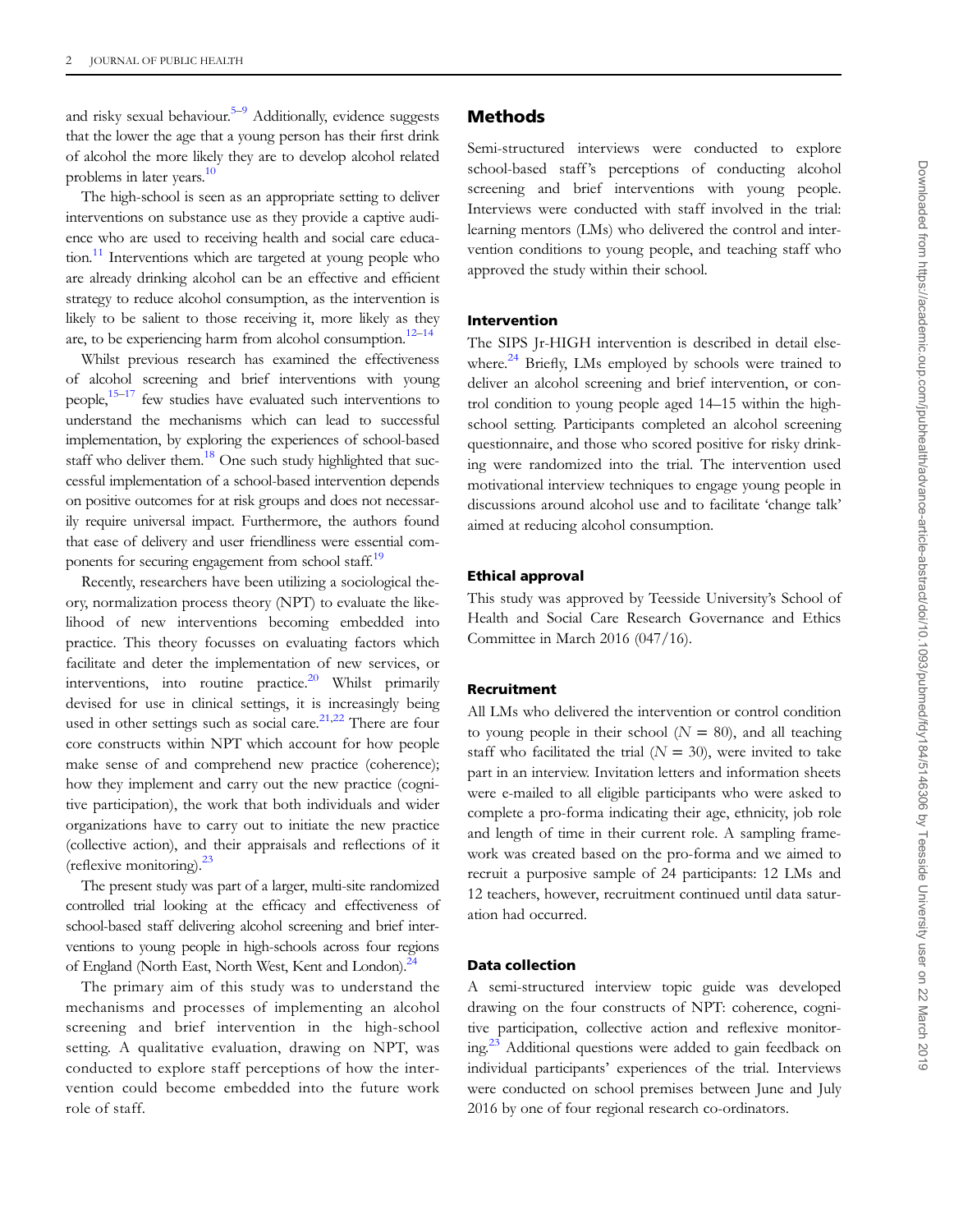and risky sexual behaviour.[5–9] Additionally, evidence suggests that the lower the age that a young person has their first drink of alcohol the more likely they are to develop alcohol related problems in later years.[10]

The high-school is seen as an appropriate setting to deliver interventions on substance use as they provide a captive audience who are used to receiving health and social care education.[11] Interventions which are targeted at young people who are already drinking alcohol can be an effective and efficient strategy to reduce alcohol consumption, as the intervention is likely to be salient to those receiving it, more likely as they are, to be experiencing harm from alcohol consumption.[12–14]

Whilst previous research has examined the effectiveness of alcohol screening and brief interventions with young people,[15–17] few studies have evaluated such interventions to understand the mechanisms which can lead to successful implementation, by exploring the experiences of school-based staff who deliver them.[18] One such study highlighted that successful implementation of a school-based intervention depends on positive outcomes for at risk groups and does not necessarily require universal impact. Furthermore, the authors found that ease of delivery and user friendliness were essential components for securing engagement from school staff.[19]

Recently, researchers have been utilizing a sociological theory, normalization process theory (NPT) to evaluate the likelihood of new interventions becoming embedded into practice. This theory focusses on evaluating factors which facilitate and deter the implementation of new services, or interventions, into routine practice.[20] Whilst primarily devised for use in clinical settings, it is increasingly being used in other settings such as social care.[21,22] There are four core constructs within NPT which account for how people make sense of and comprehend new practice (coherence); how they implement and carry out the new practice (cognitive participation), the work that both individuals and wider organizations have to carry out to initiate the new practice (collective action), and their appraisals and reflections of it (reflexive monitoring).[23]

The present study was part of a larger, multi-site randomized controlled trial looking at the efficacy and effectiveness of school-based staff delivering alcohol screening and brief interventions to young people in high-schools across four regions of England (North East, North West, Kent and London).[24]

The primary aim of this study was to understand the mechanisms and processes of implementing an alcohol screening and brief intervention in the high-school setting. A qualitative evaluation, drawing on NPT, was conducted to explore staff perceptions of how the intervention could become embedded into the future work role of staff.

## Methods

Semi-structured interviews were conducted to explore school-based staff's perceptions of conducting alcohol screening and brief interventions with young people. Interviews were conducted with staff involved in the trial: learning mentors (LMs) who delivered the control and intervention conditions to young people, and teaching staff who approved the study within their school.

### Intervention

The SIPS Jr-HIGH intervention is described in detail elsewhere.[24] Briefly, LMs employed by schools were trained to deliver an alcohol screening and brief intervention, or control condition to young people aged 14–15 within the high-school setting. Participants completed an alcohol screening questionnaire, and those who scored positive for risky drinking were randomized into the trial. The intervention used motivational interview techniques to engage young people in discussions around alcohol use and to facilitate 'change talk' aimed at reducing alcohol consumption.

### Ethical approval

This study was approved by Teesside University's School of Health and Social Care Research Governance and Ethics Committee in March 2016 (047/16).

### Recruitment

All LMs who delivered the intervention or control condition to young people in their school ($N = 80$), and all teaching staff who facilitated the trial ($N = 30$), were invited to take part in an interview. Invitation letters and information sheets were e-mailed to all eligible participants who were asked to complete a pro-forma indicating their age, ethnicity, job role and length of time in their current role. A sampling framework was created based on the pro-forma and we aimed to recruit a purposive sample of 24 participants: 12 LMs and 12 teachers, however, recruitment continued until data saturation had occurred.

### Data collection

A semi-structured interview topic guide was developed drawing on the four constructs of NPT: coherence, cognitive participation, collective action and reflexive monitoring.[23] Additional questions were added to gain feedback on individual participants' experiences of the trial. Interviews were conducted on school premises between June and July 2016 by one of four regional research co-ordinators.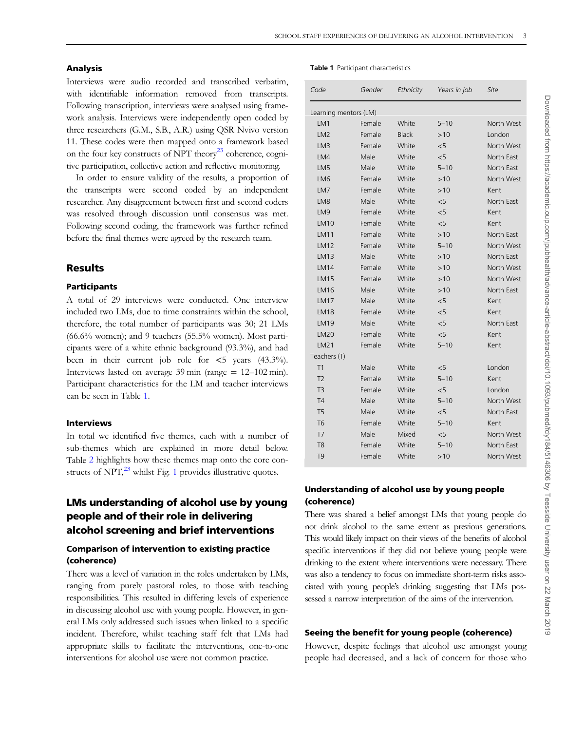### Analysis

Interviews were audio recorded and transcribed verbatim, with identifiable information removed from transcripts. Following transcription, interviews were analysed using framework analysis. Interviews were independently open coded by three researchers (G.M., S.B., A.R.) using QSR Nvivo version 11. These codes were then mapped onto a framework based on the four key constructs of NPT theory[23] coherence, cognitive participation, collective action and reflective monitoring.

In order to ensure validity of the results, a proportion of the transcripts were second coded by an independent researcher. Any disagreement between first and second coders was resolved through discussion until consensus was met. Following second coding, the framework was further refined before the final themes were agreed by the research team.

## Results

### Participants

A total of 29 interviews were conducted. One interview included two LMs, due to time constraints within the school, therefore, the total number of participants was 30; 21 LMs (66.6% women); and 9 teachers (55.5% women). Most participants were of a white ethnic background (93.3%), and had been in their current job role for <5 years (43.3%). Interviews lasted on average 39 min (range = 12–102 min). Participant characteristics for the LM and teacher interviews can be seen in Table 1.

**Table 1** Participant characteristics

| Code | Gender | Ethnicity | Years in job | Site |
|---|---|---|---|---|
| Learning mentors (LM) | | | | |
| LM1 | Female | White | 5–10 | North West |
| LM2 | Female | Black | >10 | London |
| LM3 | Female | White | <5 | North West |
| LM4 | Male | White | <5 | North East |
| LM5 | Male | White | 5–10 | North East |
| LM6 | Female | White | >10 | North West |
| LM7 | Female | White | >10 | Kent |
| LM8 | Male | White | <5 | North East |
| LM9 | Female | White | <5 | Kent |
| LM10 | Female | White | <5 | Kent |
| LM11 | Female | White | >10 | North East |
| LM12 | Female | White | 5–10 | North West |
| LM13 | Male | White | >10 | North East |
| LM14 | Female | White | >10 | North West |
| LM15 | Female | White | >10 | North West |
| LM16 | Male | White | >10 | North East |
| LM17 | Male | White | <5 | Kent |
| LM18 | Female | White | <5 | Kent |
| LM19 | Male | White | <5 | North East |
| LM20 | Female | White | <5 | Kent |
| LM21 | Female | White | 5–10 | Kent |
| Teachers (T) | | | | |
| T1 | Male | White | <5 | London |
| T2 | Female | White | 5–10 | Kent |
| T3 | Female | White | <5 | London |
| T4 | Male | White | 5–10 | North West |
| T5 | Male | White | <5 | North East |
| T6 | Female | White | 5–10 | Kent |
| T7 | Male | Mixed | <5 | North West |
| T8 | Female | White | 5–10 | North East |
| T9 | Female | White | >10 | North West |

### Interviews

In total we identified five themes, each with a number of sub-themes which are explained in more detail below. Table 2 highlights how these themes map onto the core constructs of NPT,[23] whilst Fig. 1 provides illustrative quotes.

## LMs understanding of alcohol use by young people and of their role in delivering alcohol screening and brief interventions

### Comparison of intervention to existing practice (coherence)

There was a level of variation in the roles undertaken by LMs, ranging from purely pastoral roles, to those with teaching responsibilities. This resulted in differing levels of experience in discussing alcohol use with young people. However, in general LMs only addressed such issues when linked to a specific incident. Therefore, whilst teaching staff felt that LMs had appropriate skills to facilitate the interventions, one-to-one interventions for alcohol use were not common practice.

### Understanding of alcohol use by young people (coherence)

There was shared a belief amongst LMs that young people do not drink alcohol to the same extent as previous generations. This would likely impact on their views of the benefits of alcohol specific interventions if they did not believe young people were drinking to the extent where interventions were necessary. There was also a tendency to focus on immediate short-term risks associated with young people's drinking suggesting that LMs possessed a narrow interpretation of the aims of the intervention.

### Seeing the benefit for young people (coherence)

However, despite feelings that alcohol use amongst young people had decreased, and a lack of concern for those who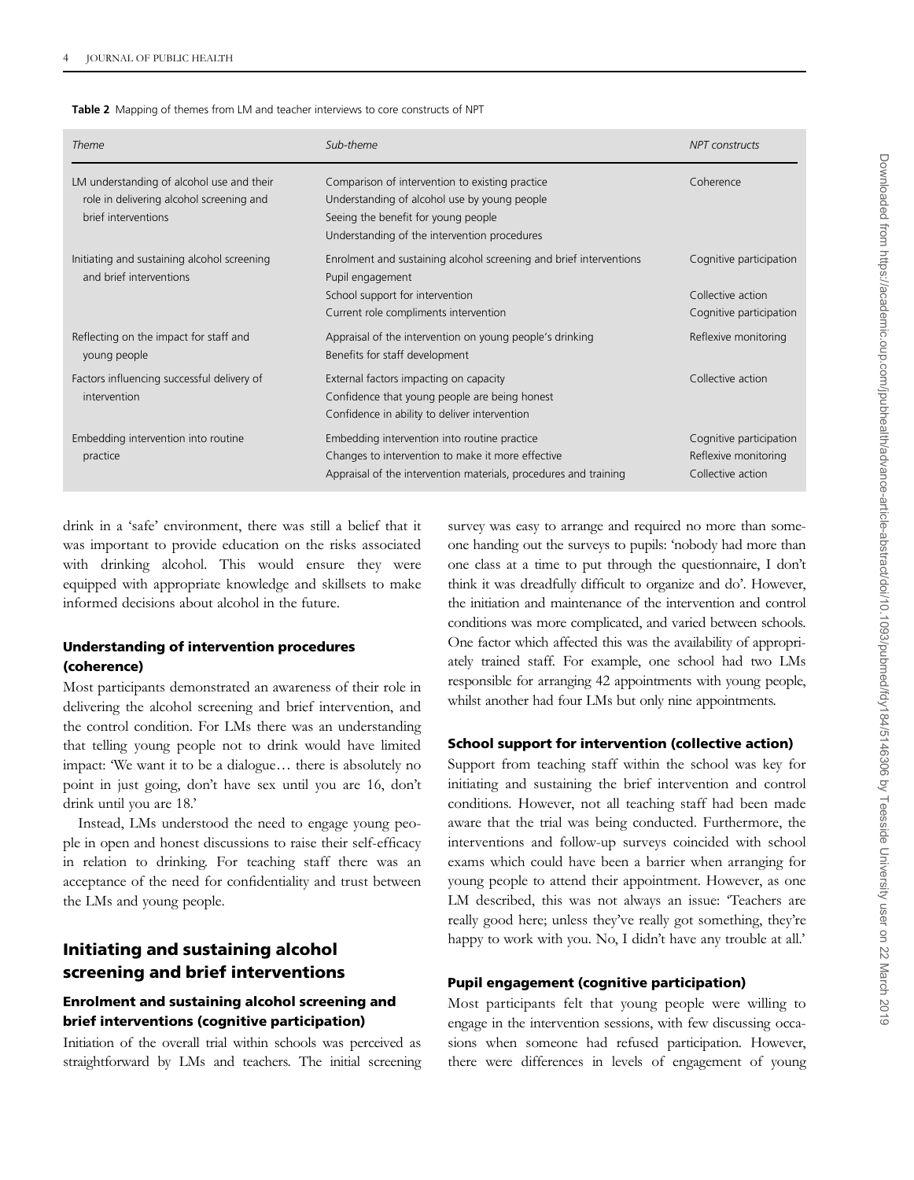**Table 2** Mapping of themes from LM and teacher interviews to core constructs of NPT

| *Theme* | *Sub-theme* | *NPT constructs* |
|---|---|---|
| LM understanding of alcohol use and their role in delivering alcohol screening and brief interventions | Comparison of intervention to existing practice<br>Understanding of alcohol use by young people<br>Seeing the benefit for young people<br>Understanding of the intervention procedures | Coherence |
| Initiating and sustaining alcohol screening and brief interventions | Enrolment and sustaining alcohol screening and brief interventions<br>Pupil engagement | Cognitive participation |
| | School support for intervention<br>Current role compliments intervention | Collective action<br>Cognitive participation |
| Reflecting on the impact for staff and young people | Appraisal of the intervention on young people's drinking<br>Benefits for staff development | Reflexive monitoring |
| Factors influencing successful delivery of intervention | External factors impacting on capacity<br>Confidence that young people are being honest<br>Confidence in ability to deliver intervention | Collective action |
| Embedding intervention into routine practice | Embedding intervention into routine practice<br>Changes to intervention to make it more effective<br>Appraisal of the intervention materials, procedures and training | Cognitive participation<br>Reflexive monitoring<br>Collective action |

drink in a 'safe' environment, there was still a belief that it was important to provide education on the risks associated with drinking alcohol. This would ensure they were equipped with appropriate knowledge and skillsets to make informed decisions about alcohol in the future.

### Understanding of intervention procedures (coherence)

Most participants demonstrated an awareness of their role in delivering the alcohol screening and brief intervention, and the control condition. For LMs there was an understanding that telling young people not to drink would have limited impact: 'We want it to be a dialogue… there is absolutely no point in just going, don't have sex until you are 16, don't drink until you are 18.'

Instead, LMs understood the need to engage young people in open and honest discussions to raise their self-efficacy in relation to drinking. For teaching staff there was an acceptance of the need for confidentiality and trust between the LMs and young people.

## Initiating and sustaining alcohol screening and brief interventions

### Enrolment and sustaining alcohol screening and brief interventions (cognitive participation)

Initiation of the overall trial within schools was perceived as straightforward by LMs and teachers. The initial screening survey was easy to arrange and required no more than someone handing out the surveys to pupils: 'nobody had more than one class at a time to put through the questionnaire, I don't think it was dreadfully difficult to organize and do'. However, the initiation and maintenance of the intervention and control conditions was more complicated, and varied between schools. One factor which affected this was the availability of appropriately trained staff. For example, one school had two LMs responsible for arranging 42 appointments with young people, whilst another had four LMs but only nine appointments.

### School support for intervention (collective action)

Support from teaching staff within the school was key for initiating and sustaining the brief intervention and control conditions. However, not all teaching staff had been made aware that the trial was being conducted. Furthermore, the interventions and follow-up surveys coincided with school exams which could have been a barrier when arranging for young people to attend their appointment. However, as one LM described, this was not always an issue: 'Teachers are really good here; unless they've really got something, they're happy to work with you. No, I didn't have any trouble at all.'

### Pupil engagement (cognitive participation)

Most participants felt that young people were willing to engage in the intervention sessions, with few discussing occasions when someone had refused participation. However, there were differences in levels of engagement of young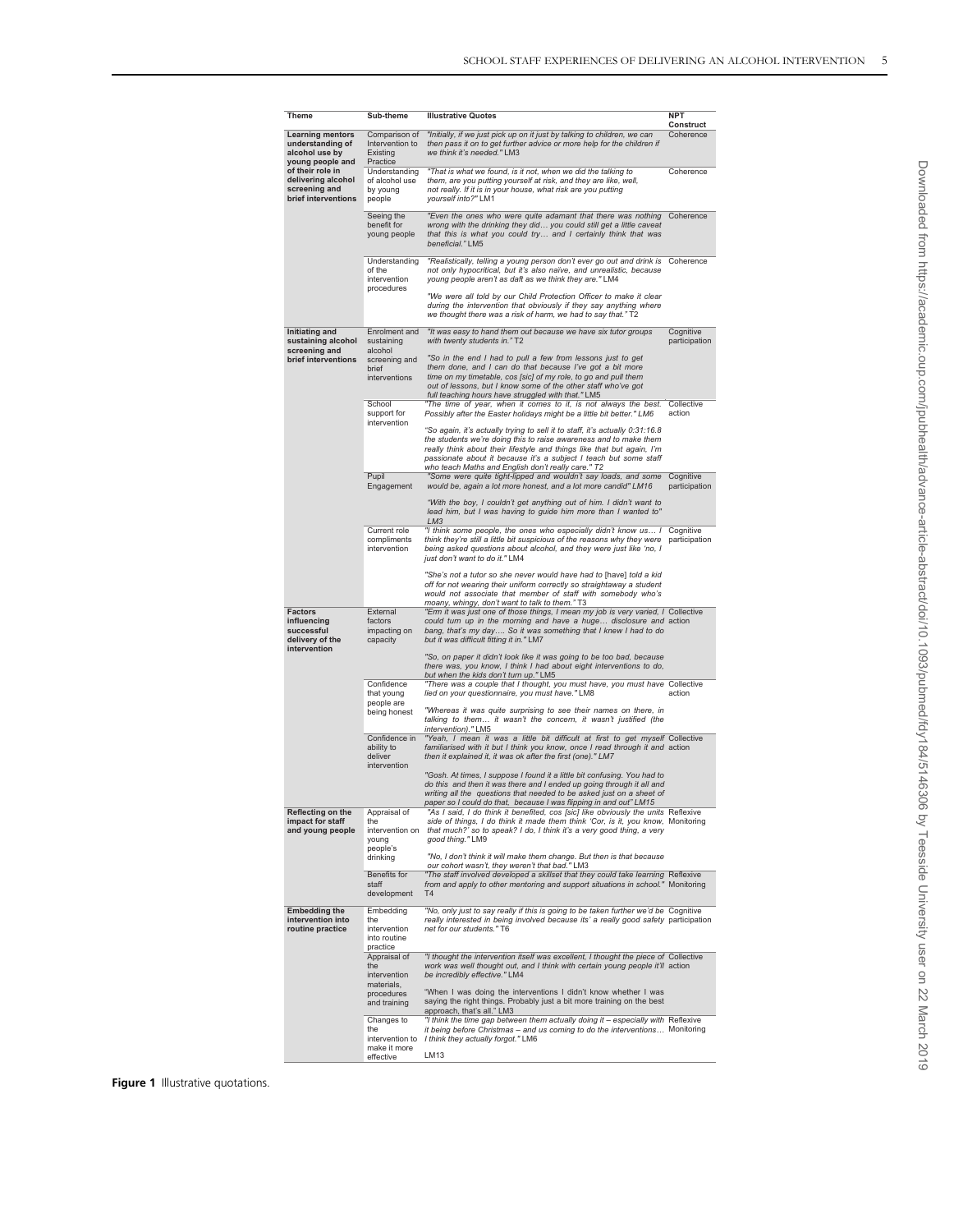| Theme | Sub-theme | Illustrative Quotes | NPT Construct |
|---|---|---|---|
| **Learning mentors understanding of alcohol use by young people and of their role in delivering alcohol screening and brief interventions** | Comparison of Intervention to Existing Practice | *"Initially, if we just pick up on it just by talking to children, we can then pass it on to get further advice or more help for the children if we think it's needed."* LM3 | Coherence |
| | Understanding of alcohol use by young people | *"That is what we found, is it not, when we did the talking to them, are you putting yourself at risk, and they are like, well, not really. If it is in your house, what risk are you putting yourself into?"* LM1 | Coherence |
| | Seeing the benefit for young people | *"Even the ones who were quite adamant that there was nothing wrong with the drinking they did… you could still get a little caveat that this is what you could try… and I certainly think that was beneficial."* LM5 | Coherence |
| | Understanding of the intervention procedures | *"Realistically, telling a young person don't ever go out and drink is not only hypocritical, but it's also naïve, and unrealistic, because young people aren't as daft as we think they are."* LM4<br><br>*"We were all told by our Child Protection Officer to make it clear during the intervention that obviously if they say anything where we thought there was a risk of harm, we had to say that."* T2 | Coherence |
| **Initiating and sustaining alcohol screening and brief interventions** | Enrolment and sustaining alcohol screening and brief interventions | *"It was easy to hand them out because we have six tutor groups with twenty students in."* T2<br><br>*"So in the end I had to pull a few from lessons just to get them done, and I can do that because I've got a bit more time on my timetable, cos [sic] of my role, to go and pull them out of lessons, but I know some of the other staff who've got full teaching hours have struggled with that."* LM5 | Cognitive participation |
| | School support for intervention | *"The time of year, when it comes to it, is not always the best. Possibly after the Easter holidays might be a little bit better."* LM6<br><br>*"So again, it's actually trying to sell it to staff, it's actually 0:31:16.8 the students we're doing this to raise awareness and to make them really think about their lifestyle and things like that but again, I'm passionate about it because it's a subject I teach but some staff who teach Maths and English don't really care."* T2 | Collective action |
| | Pupil Engagement | *"Some were quite tight-lipped and wouldn't say loads, and some would be, again a lot more honest, and a lot more candid"* LM16<br><br>*"With the boy, I couldn't get anything out of him. I didn't want to lead him, but I was having to guide him more than I wanted to"* LM3 | Cognitive participation |
| | Current role compliments intervention | *"I think some people, the ones who especially didn't know us… I think they're still a little bit suspicious of the reasons why they were being asked questions about alcohol, and they were just like 'no, I just don't want to do it."* LM4<br><br>*"She's not a tutor so she never would have had to [have] told a kid off for not wearing their uniform correctly so straightaway a student would not associate that member of staff with somebody who's moany, whingy, don't want to talk to them."* T3 | Cognitive participation |
| **Factors influencing successful delivery of the intervention** | External factors impacting on capacity | *"Erm it was just one of those things, I mean my job is very varied, I could turn up in the morning and have a huge… disclosure and bang, that's my day…. So it was something that I knew I had to do but it was difficult fitting it in."* LM7<br><br>*"So, on paper it didn't look like it was going to be too bad, because there was, you know, I think I had about eight interventions to do, but when the kids don't turn up."* LM5 | Collective action |
| | Confidence that young people are being honest | *"There was a couple that I thought, you must have, you must have lied on your questionnaire, you must have."* LM8<br><br>*"Whereas it was quite surprising to see their names on there, in talking to them… it wasn't the concern, it wasn't justified (the intervention)."* LM5 | Collective action |
| | Confidence in ability to deliver intervention | *"Yeah, I mean it was a little bit difficult at first to get myself familiarised with it but I think you know, once I read through it and then it explained it, it was ok after the first (one)." LM7*<br><br>*"Gosh. At times, I suppose I found it a little bit confusing. You had to do this and then it was there and I ended up going through it all and writing all the questions that needed to be asked just on a sheet of paper so I could do that, because I was flipping in and out"* LM15 | Collective action |
| **Reflecting on the impact for staff and young people** | Appraisal of the intervention on young people's drinking | *"As I said, I do think it benefited, cos [sic] like obviously the units side of things, I do think it made them think 'Cor, is it, you know, that much?' so to speak? I do, I think it's a very good thing, a very good thing."* LM9<br><br>*"No, I don't think it will make them change. But then is that because our cohort wasn't, they weren't that bad."* LM3 | Reflexive Monitoring |
| | Benefits for staff development | *"The staff involved developed a skillset that they could take learning from and apply to other mentoring and support situations in school."* T4 | Reflexive Monitoring |
| **Embedding the intervention into routine practice** | Embedding the intervention into routine practice | *"No, only just to say really if this is going to be taken further we'd be really interested in being involved because its' a really good safety net for our students."* T6 | Cognitive participation |
| | Appraisal of the intervention materials, procedures and training | *"I thought the intervention itself was excellent, I thought the piece of work was well thought out, and I think with certain young people it'll be incredibly effective."* LM4<br><br>"When I was doing the interventions I didn't know whether I was saying the right things. Probably just a bit more training on the best approach, that's all." LM3 | Collective action |
| | Changes to the intervention to make it more effective | *"I think the time gap between them actually doing it – especially with it being before Christmas – and us coming to do the interventions… I think they actually forgot."* LM6<br><br>LM13 | Reflexive Monitoring |

**Figure 1** Illustrative quotations.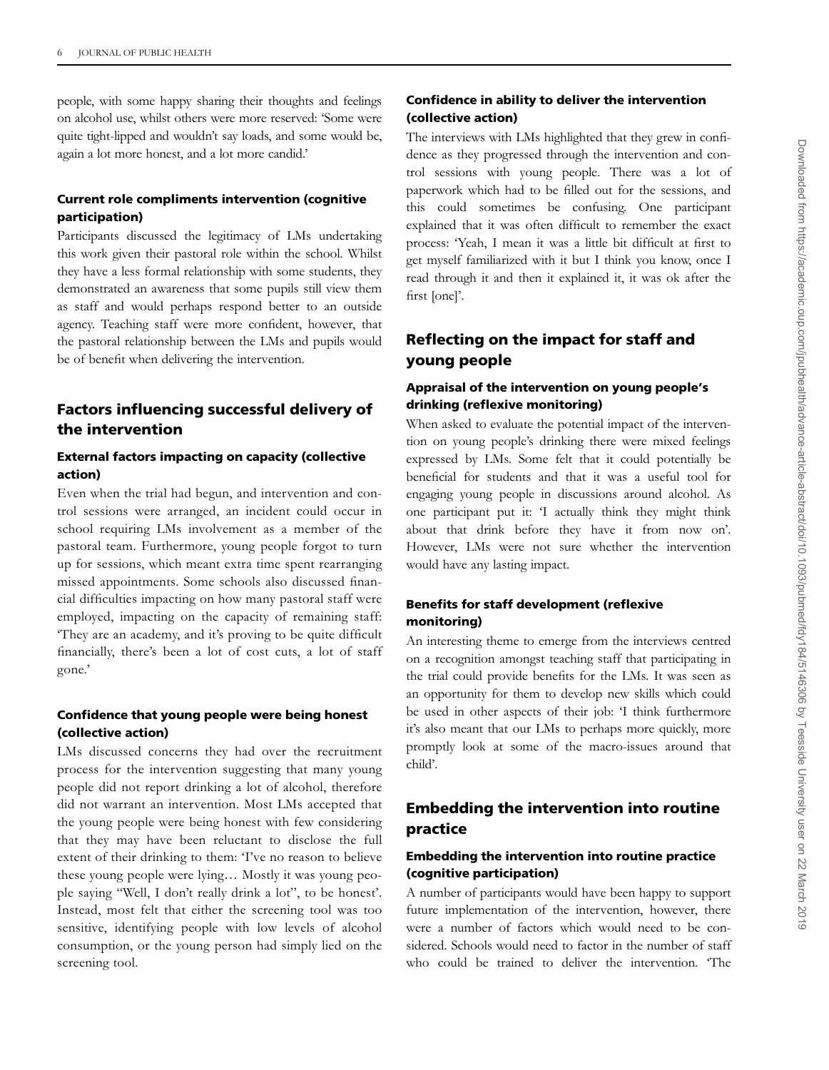people, with some happy sharing their thoughts and feelings on alcohol use, whilst others were more reserved: 'Some were quite tight-lipped and wouldn't say loads, and some would be, again a lot more honest, and a lot more candid.'

### Current role compliments intervention (cognitive participation)

Participants discussed the legitimacy of LMs undertaking this work given their pastoral role within the school. Whilst they have a less formal relationship with some students, they demonstrated an awareness that some pupils still view them as staff and would perhaps respond better to an outside agency. Teaching staff were more confident, however, that the pastoral relationship between the LMs and pupils would be of benefit when delivering the intervention.

## Factors influencing successful delivery of the intervention

### External factors impacting on capacity (collective action)

Even when the trial had begun, and intervention and control sessions were arranged, an incident could occur in school requiring LMs involvement as a member of the pastoral team. Furthermore, young people forgot to turn up for sessions, which meant extra time spent rearranging missed appointments. Some schools also discussed financial difficulties impacting on how many pastoral staff were employed, impacting on the capacity of remaining staff: 'They are an academy, and it's proving to be quite difficult financially, there's been a lot of cost cuts, a lot of staff gone.'

### Confidence that young people were being honest (collective action)

LMs discussed concerns they had over the recruitment process for the intervention suggesting that many young people did not report drinking a lot of alcohol, therefore did not warrant an intervention. Most LMs accepted that the young people were being honest with few considering that they may have been reluctant to disclose the full extent of their drinking to them: 'I've no reason to believe these young people were lying… Mostly it was young people saying "Well, I don't really drink a lot", to be honest'. Instead, most felt that either the screening tool was too sensitive, identifying people with low levels of alcohol consumption, or the young person had simply lied on the screening tool.

### Confidence in ability to deliver the intervention (collective action)

The interviews with LMs highlighted that they grew in confidence as they progressed through the intervention and control sessions with young people. There was a lot of paperwork which had to be filled out for the sessions, and this could sometimes be confusing. One participant explained that it was often difficult to remember the exact process: 'Yeah, I mean it was a little bit difficult at first to get myself familiarized with it but I think you know, once I read through it and then it explained it, it was ok after the first [one]'.

## Reflecting on the impact for staff and young people

### Appraisal of the intervention on young people's drinking (reflexive monitoring)

When asked to evaluate the potential impact of the intervention on young people's drinking there were mixed feelings expressed by LMs. Some felt that it could potentially be beneficial for students and that it was a useful tool for engaging young people in discussions around alcohol. As one participant put it: 'I actually think they might think about that drink before they have it from now on'. However, LMs were not sure whether the intervention would have any lasting impact.

### Benefits for staff development (reflexive monitoring)

An interesting theme to emerge from the interviews centred on a recognition amongst teaching staff that participating in the trial could provide benefits for the LMs. It was seen as an opportunity for them to develop new skills which could be used in other aspects of their job: 'I think furthermore it's also meant that our LMs to perhaps more quickly, more promptly look at some of the macro-issues around that child'.

## Embedding the intervention into routine practice

### Embedding the intervention into routine practice (cognitive participation)

A number of participants would have been happy to support future implementation of the intervention, however, there were a number of factors which would need to be considered. Schools would need to factor in the number of staff who could be trained to deliver the intervention. 'The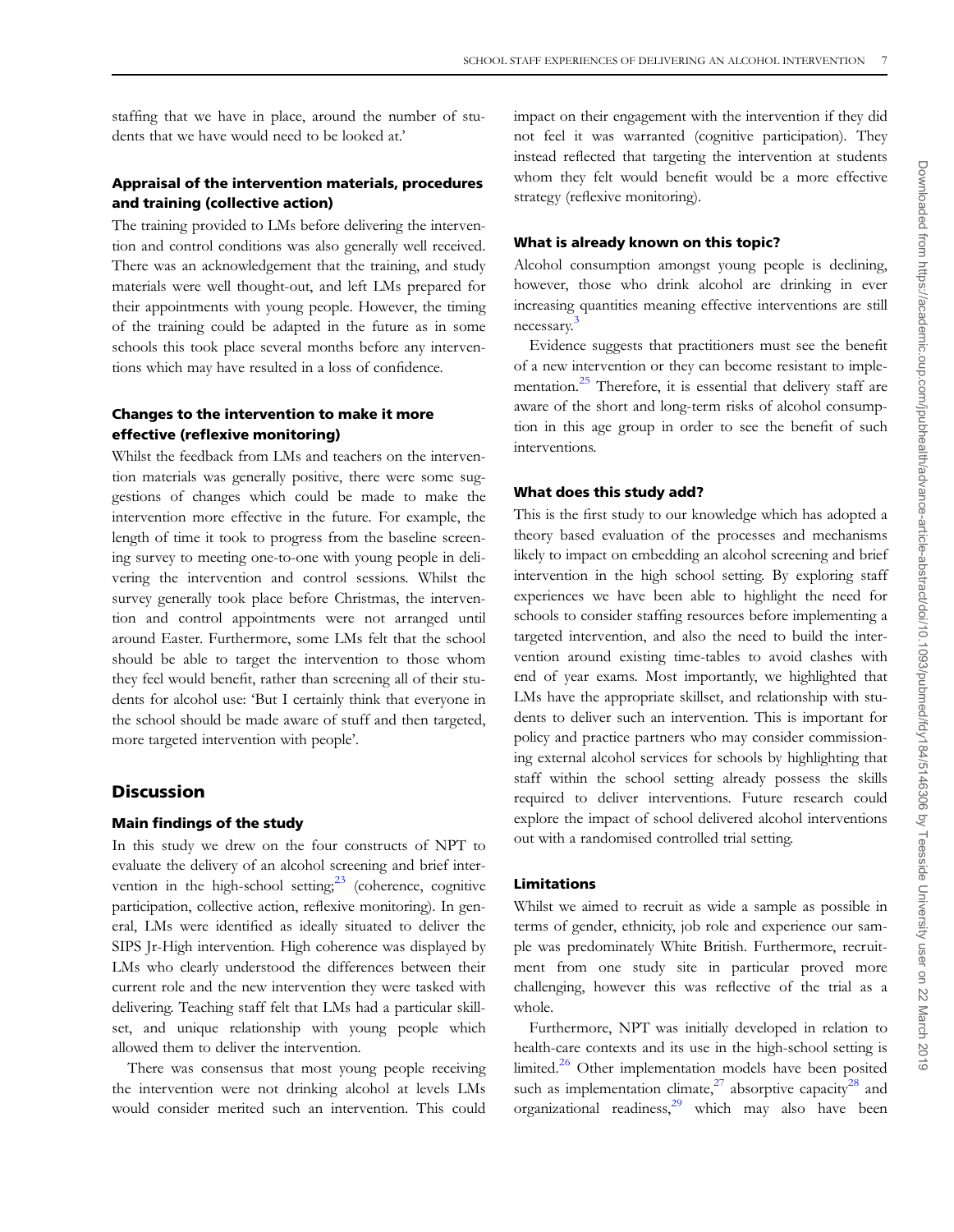staffing that we have in place, around the number of students that we have would need to be looked at.'

### Appraisal of the intervention materials, procedures and training (collective action)

The training provided to LMs before delivering the intervention and control conditions was also generally well received. There was an acknowledgement that the training, and study materials were well thought-out, and left LMs prepared for their appointments with young people. However, the timing of the training could be adapted in the future as in some schools this took place several months before any interventions which may have resulted in a loss of confidence.

### Changes to the intervention to make it more effective (reflexive monitoring)

Whilst the feedback from LMs and teachers on the intervention materials was generally positive, there were some suggestions of changes which could be made to make the intervention more effective in the future. For example, the length of time it took to progress from the baseline screening survey to meeting one-to-one with young people in delivering the intervention and control sessions. Whilst the survey generally took place before Christmas, the intervention and control appointments were not arranged until around Easter. Furthermore, some LMs felt that the school should be able to target the intervention to those whom they feel would benefit, rather than screening all of their students for alcohol use: 'But I certainly think that everyone in the school should be made aware of stuff and then targeted, more targeted intervention with people'.

## Discussion

### Main findings of the study

In this study we drew on the four constructs of NPT to evaluate the delivery of an alcohol screening and brief intervention in the high-school setting;[23] (coherence, cognitive participation, collective action, reflexive monitoring). In general, LMs were identified as ideally situated to deliver the SIPS Jr-High intervention. High coherence was displayed by LMs who clearly understood the differences between their current role and the new intervention they were tasked with delivering. Teaching staff felt that LMs had a particular skillset, and unique relationship with young people which allowed them to deliver the intervention.

There was consensus that most young people receiving the intervention were not drinking alcohol at levels LMs would consider merited such an intervention. This could impact on their engagement with the intervention if they did not feel it was warranted (cognitive participation). They instead reflected that targeting the intervention at students whom they felt would benefit would be a more effective strategy (reflexive monitoring).

### What is already known on this topic?

Alcohol consumption amongst young people is declining, however, those who drink alcohol are drinking in ever increasing quantities meaning effective interventions are still necessary.[3]

Evidence suggests that practitioners must see the benefit of a new intervention or they can become resistant to implementation.[25] Therefore, it is essential that delivery staff are aware of the short and long-term risks of alcohol consumption in this age group in order to see the benefit of such interventions.

### What does this study add?

This is the first study to our knowledge which has adopted a theory based evaluation of the processes and mechanisms likely to impact on embedding an alcohol screening and brief intervention in the high school setting. By exploring staff experiences we have been able to highlight the need for schools to consider staffing resources before implementing a targeted intervention, and also the need to build the intervention around existing time-tables to avoid clashes with end of year exams. Most importantly, we highlighted that LMs have the appropriate skillset, and relationship with students to deliver such an intervention. This is important for policy and practice partners who may consider commissioning external alcohol services for schools by highlighting that staff within the school setting already possess the skills required to deliver interventions. Future research could explore the impact of school delivered alcohol interventions out with a randomised controlled trial setting.

### Limitations

Whilst we aimed to recruit as wide a sample as possible in terms of gender, ethnicity, job role and experience our sample was predominately White British. Furthermore, recruitment from one study site in particular proved more challenging, however this was reflective of the trial as a whole.

Furthermore, NPT was initially developed in relation to health-care contexts and its use in the high-school setting is limited.[26] Other implementation models have been posited such as implementation climate,[27] absorptive capacity[28] and organizational readiness,[29] which may also have been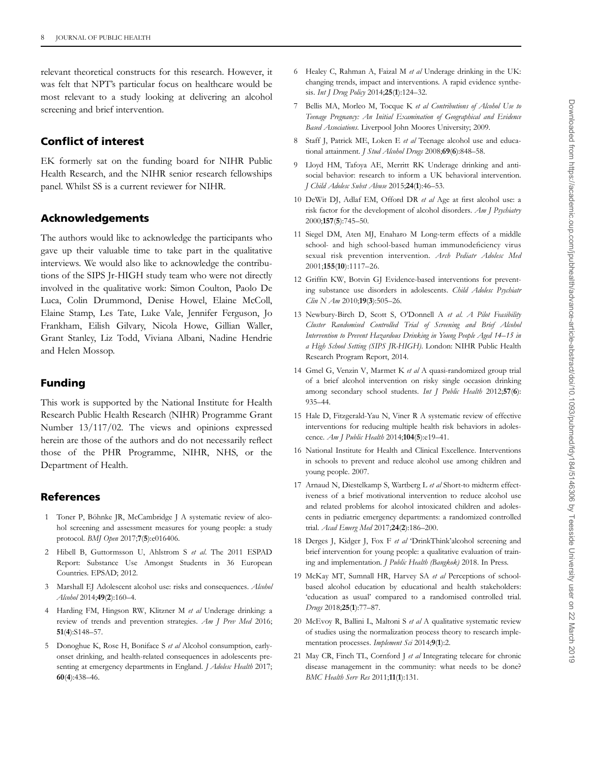relevant theoretical constructs for this research. However, it was felt that NPT's particular focus on healthcare would be most relevant to a study looking at delivering an alcohol screening and brief intervention.

## Conflict of interest

EK formerly sat on the funding board for NIHR Public Health Research, and the NIHR senior research fellowships panel. Whilst SS is a current reviewer for NIHR.

## Acknowledgements

The authors would like to acknowledge the participants who gave up their valuable time to take part in the qualitative interviews. We would also like to acknowledge the contributions of the SIPS Jr-HIGH study team who were not directly involved in the qualitative work: Simon Coulton, Paolo De Luca, Colin Drummond, Denise Howel, Elaine McColl, Elaine Stamp, Les Tate, Luke Vale, Jennifer Ferguson, Jo Frankham, Eilish Gilvary, Nicola Howe, Gillian Waller, Grant Stanley, Liz Todd, Viviana Albani, Nadine Hendrie and Helen Mossop.

## Funding

This work is supported by the National Institute for Health Research Public Health Research (NIHR) Programme Grant Number 13/117/02. The views and opinions expressed herein are those of the authors and do not necessarily reflect those of the PHR Programme, NIHR, NHS, or the Department of Health.

## References

1. Toner P, Böhnke JR, McCambridge J A systematic review of alcohol screening and assessment measures for young people: a study protocol. *BMJ Open* 2017;**7**(**5**):e016406.
2. Hibell B, Guttormsson U, Ahlstrom S *et al*. The 2011 ESPAD Report: Substance Use Amongst Students in 36 European Countries. EPSAD; 2012.
3. Marshall EJ Adolescent alcohol use: risks and consequences. *Alcohol Alcohol* 2014;**49**(**2**):160–4.
4. Harding FM, Hingson RW, Klitzner M *et al* Underage drinking: a review of trends and prevention strategies. *Am J Prev Med* 2016; **51**(**4**):S148–57.
5. Donoghue K, Rose H, Boniface S *et al* Alcohol consumption, early-onset drinking, and health-related consequences in adolescents presenting at emergency departments in England. *J Adolesc Health* 2017; **60**(**4**):438–46.
6. Healey C, Rahman A, Faizal M *et al* Underage drinking in the UK: changing trends, impact and interventions. A rapid evidence synthesis. *Int J Drug Policy* 2014;**25**(**1**):124–32.
7. Bellis MA, Morleo M, Tocque K *et al Contributions of Alcohol Use to Teenage Pregnancy: An Initial Examination of Geographical and Evidence Based Associations*. Liverpool John Moores University; 2009.
8. Staff J, Patrick ME, Loken E *et al* Teenage alcohol use and educational attainment. *J Stud Alcohol Drugs* 2008;**69**(**6**):848–58.
9. Lloyd HM, Tafoya AE, Merritt RK Underage drinking and antisocial behavior: research to inform a UK behavioral intervention. *J Child Adolesc Subst Abuse* 2015;**24**(**1**):46–53.
10. DeWit DJ, Adlaf EM, Offord DR *et al* Age at first alcohol use: a risk factor for the development of alcohol disorders. *Am J Psychiatry* 2000;**157**(**5**):745–50.
11. Siegel DM, Aten MJ, Enaharo M Long-term effects of a middle school- and high school-based human immunodeficiency virus sexual risk prevention intervention. *Arch Pediatr Adolesc Med* 2001;**155**(**10**):1117–26.
12. Griffin KW, Botvin GJ Evidence-based interventions for preventing substance use disorders in adolescents. *Child Adolesc Psychiatr Clin N Am* 2010;**19**(**3**):505–26.
13. Newbury-Birch D, Scott S, O'Donnell A *et al*. *A Pilot Feasibility Cluster Randomised Controlled Trial of Screening and Brief Alcohol Intervention to Prevent Hazardous Drinking in Young People Aged 14–15 in a High School Setting (SIPS JR-HIGH)*. London: NIHR Public Health Research Program Report, 2014.
14. Gmel G, Venzin V, Marmet K *et al* A quasi-randomized group trial of a brief alcohol intervention on risky single occasion drinking among secondary school students. *Int J Public Health* 2012;**57**(**6**): 935–44.
15. Hale D, Fitzgerald-Yau N, Viner R A systematic review of effective interventions for reducing multiple health risk behaviors in adolescence. *Am J Public Health* 2014;**104**(**5**):e19–41.
16. National Institute for Health and Clinical Excellence. Interventions in schools to prevent and reduce alcohol use among children and young people. 2007.
17. Arnaud N, Diestelkamp S, Wartberg L *et al* Short-to midterm effectiveness of a brief motivational intervention to reduce alcohol use and related problems for alcohol intoxicated children and adolescents in pediatric emergency departments: a randomized controlled trial. *Acad Emerg Med* 2017;**24**(**2**):186–200.
18. Derges J, Kidger J, Fox F *et al* 'DrinkThink'alcohol screening and brief intervention for young people: a qualitative evaluation of training and implementation. *J Public Health (Bangkok)* 2018. In Press.
19. McKay MT, Sumnall HR, Harvey SA *et al* Perceptions of school-based alcohol education by educational and health stakeholders: 'education as usual' compared to a randomised controlled trial. *Drugs* 2018;**25**(**1**):77–87.
20. McEvoy R, Ballini L, Maltoni S *et al* A qualitative systematic review of studies using the normalization process theory to research implementation processes. *Implement Sci* 2014;**9**(**1**):2.
21. May CR, Finch TL, Cornford J *et al* Integrating telecare for chronic disease management in the community: what needs to be done? *BMC Health Serv Res* 2011;**11**(**1**):131.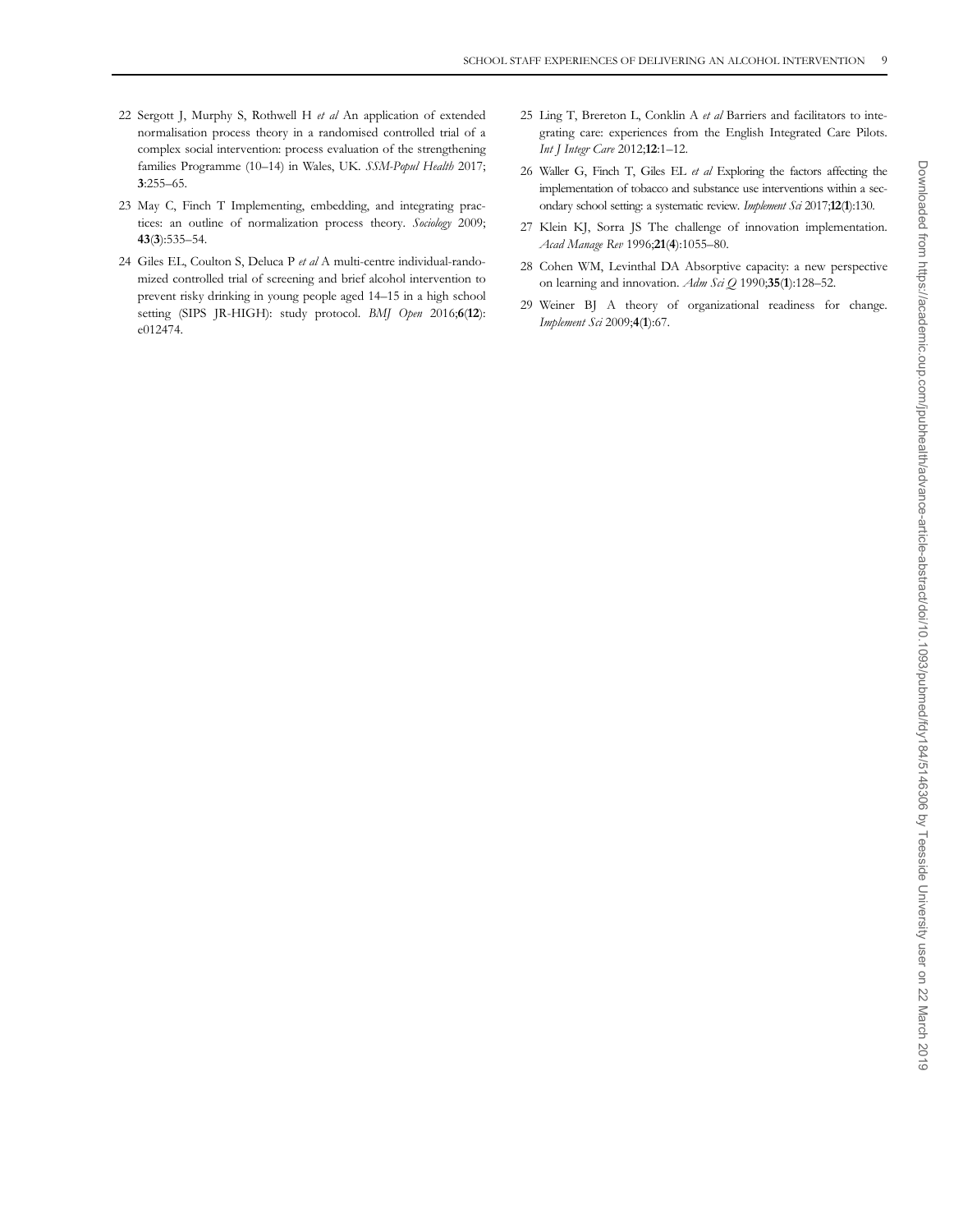22 Sergott J, Murphy S, Rothwell H *et al* An application of extended normalisation process theory in a randomised controlled trial of a complex social intervention: process evaluation of the strengthening families Programme (10–14) in Wales, UK. *SSM-Popul Health* 2017; **3**:255–65.

23 May C, Finch T Implementing, embedding, and integrating practices: an outline of normalization process theory. *Sociology* 2009; **43**(**3**):535–54.

24 Giles EL, Coulton S, Deluca P *et al* A multi-centre individual-randomized controlled trial of screening and brief alcohol intervention to prevent risky drinking in young people aged 14–15 in a high school setting (SIPS JR-HIGH): study protocol. *BMJ Open* 2016;**6**(**12**): e012474.

25 Ling T, Brereton L, Conklin A *et al* Barriers and facilitators to integrating care: experiences from the English Integrated Care Pilots. *Int J Integr Care* 2012;**12**:1–12.

26 Waller G, Finch T, Giles EL *et al* Exploring the factors affecting the implementation of tobacco and substance use interventions within a secondary school setting: a systematic review. *Implement Sci* 2017;**12**(**1**):130.

27 Klein KJ, Sorra JS The challenge of innovation implementation. *Acad Manage Rev* 1996;**21**(**4**):1055–80.

28 Cohen WM, Levinthal DA Absorptive capacity: a new perspective on learning and innovation. *Adm Sci Q* 1990;**35**(**1**):128–52.

29 Weiner BJ A theory of organizational readiness for change. *Implement Sci* 2009;**4**(**1**):67.